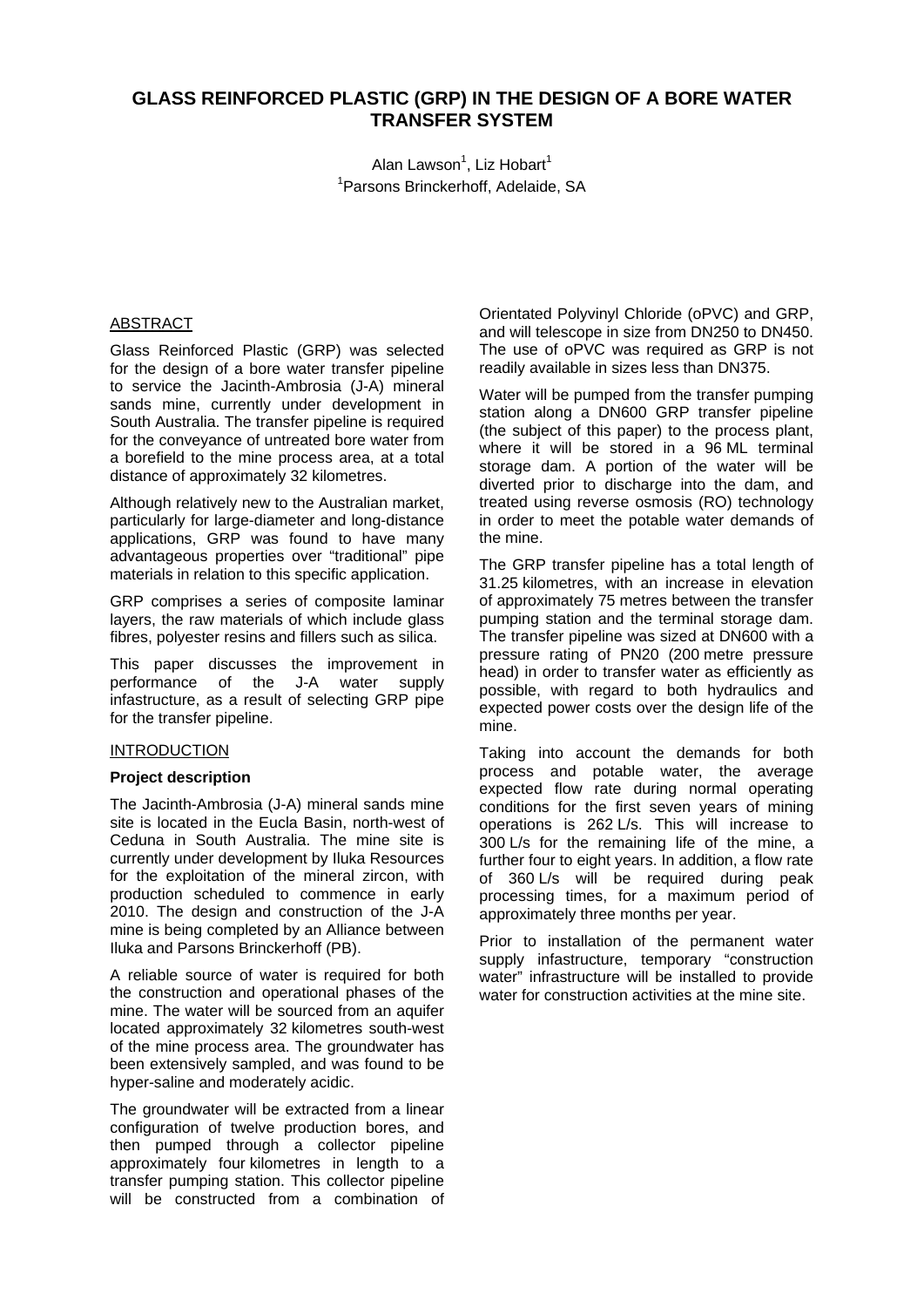# GLASS REINFORCED PLASTIC (GRP) IN THE DESIGN OF A BORE WATER TRANSFER SYSTEM

Alan Lawson[1], Liz Hobart[1]
[1]Parsons Brinckerhoff, Adelaide, SA

## ABSTRACT

Glass Reinforced Plastic (GRP) was selected for the design of a bore water transfer pipeline to service the Jacinth-Ambrosia (J-A) mineral sands mine, currently under development in South Australia. The transfer pipeline is required for the conveyance of untreated bore water from a borefield to the mine process area, at a total distance of approximately 32 kilometres.

Although relatively new to the Australian market, particularly for large-diameter and long-distance applications, GRP was found to have many advantageous properties over "traditional" pipe materials in relation to this specific application.

GRP comprises a series of composite laminar layers, the raw materials of which include glass fibres, polyester resins and fillers such as silica.

This paper discusses the improvement in performance of the J-A water supply infastructure, as a result of selecting GRP pipe for the transfer pipeline.

## INTRODUCTION

### Project description

The Jacinth-Ambrosia (J-A) mineral sands mine site is located in the Eucla Basin, north-west of Ceduna in South Australia. The mine site is currently under development by Iluka Resources for the exploitation of the mineral zircon, with production scheduled to commence in early 2010. The design and construction of the J-A mine is being completed by an Alliance between Iluka and Parsons Brinckerhoff (PB).

A reliable source of water is required for both the construction and operational phases of the mine. The water will be sourced from an aquifer located approximately 32 kilometres south-west of the mine process area. The groundwater has been extensively sampled, and was found to be hyper-saline and moderately acidic.

The groundwater will be extracted from a linear configuration of twelve production bores, and then pumped through a collector pipeline approximately four kilometres in length to a transfer pumping station. This collector pipeline will be constructed from a combination of Orientated Polyvinyl Chloride (oPVC) and GRP, and will telescope in size from DN250 to DN450. The use of oPVC was required as GRP is not readily available in sizes less than DN375.

Water will be pumped from the transfer pumping station along a DN600 GRP transfer pipeline (the subject of this paper) to the process plant, where it will be stored in a 96 ML terminal storage dam. A portion of the water will be diverted prior to discharge into the dam, and treated using reverse osmosis (RO) technology in order to meet the potable water demands of the mine.

The GRP transfer pipeline has a total length of 31.25 kilometres, with an increase in elevation of approximately 75 metres between the transfer pumping station and the terminal storage dam. The transfer pipeline was sized at DN600 with a pressure rating of PN20 (200 metre pressure head) in order to transfer water as efficiently as possible, with regard to both hydraulics and expected power costs over the design life of the mine.

Taking into account the demands for both process and potable water, the average expected flow rate during normal operating conditions for the first seven years of mining operations is 262 L/s. This will increase to 300 L/s for the remaining life of the mine, a further four to eight years. In addition, a flow rate of 360 L/s will be required during peak processing times, for a maximum period of approximately three months per year.

Prior to installation of the permanent water supply infastructure, temporary "construction water" infrastructure will be installed to provide water for construction activities at the mine site.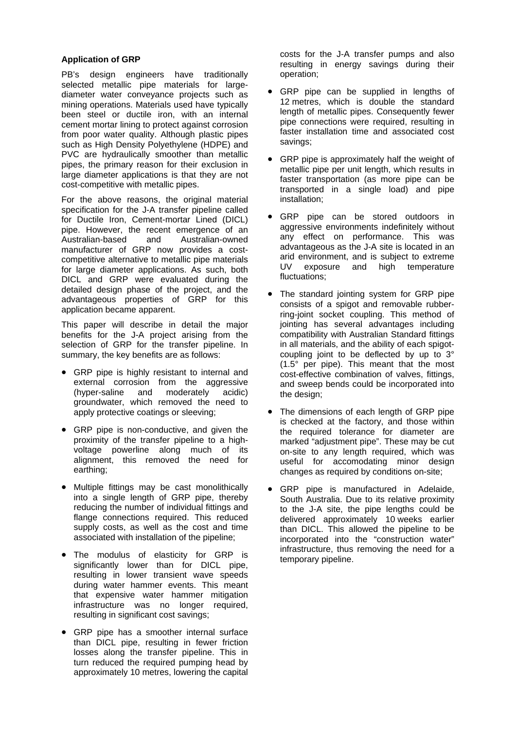**Application of GRP**

PB's design engineers have traditionally selected metallic pipe materials for large-diameter water conveyance projects such as mining operations. Materials used have typically been steel or ductile iron, with an internal cement mortar lining to protect against corrosion from poor water quality. Although plastic pipes such as High Density Polyethylene (HDPE) and PVC are hydraulically smoother than metallic pipes, the primary reason for their exclusion in large diameter applications is that they are not cost-competitive with metallic pipes.

For the above reasons, the original material specification for the J-A transfer pipeline called for Ductile Iron, Cement-mortar Lined (DICL) pipe. However, the recent emergence of an Australian-based and Australian-owned manufacturer of GRP now provides a cost-competitive alternative to metallic pipe materials for large diameter applications. As such, both DICL and GRP were evaluated during the detailed design phase of the project, and the advantageous properties of GRP for this application became apparent.

This paper will describe in detail the major benefits for the J-A project arising from the selection of GRP for the transfer pipeline. In summary, the key benefits are as follows:

- GRP pipe is highly resistant to internal and external corrosion from the aggressive (hyper-saline and moderately acidic) groundwater, which removed the need to apply protective coatings or sleeving;
- GRP pipe is non-conductive, and given the proximity of the transfer pipeline to a high-voltage powerline along much of its alignment, this removed the need for earthing;
- Multiple fittings may be cast monolithically into a single length of GRP pipe, thereby reducing the number of individual fittings and flange connections required. This reduced supply costs, as well as the cost and time associated with installation of the pipeline;
- The modulus of elasticity for GRP is significantly lower than for DICL pipe, resulting in lower transient wave speeds during water hammer events. This meant that expensive water hammer mitigation infrastructure was no longer required, resulting in significant cost savings;
- GRP pipe has a smoother internal surface than DICL pipe, resulting in fewer friction losses along the transfer pipeline. This in turn reduced the required pumping head by approximately 10 metres, lowering the capital costs for the J-A transfer pumps and also resulting in energy savings during their operation;
- GRP pipe can be supplied in lengths of 12 metres, which is double the standard length of metallic pipes. Consequently fewer pipe connections were required, resulting in faster installation time and associated cost savings;
- GRP pipe is approximately half the weight of metallic pipe per unit length, which results in faster transportation (as more pipe can be transported in a single load) and pipe installation;
- GRP pipe can be stored outdoors in aggressive environments indefinitely without any effect on performance. This was advantageous as the J-A site is located in an arid environment, and is subject to extreme UV exposure and high temperature fluctuations;
- The standard jointing system for GRP pipe consists of a spigot and removable rubber-ring-joint socket coupling. This method of jointing has several advantages including compatibility with Australian Standard fittings in all materials, and the ability of each spigot-coupling joint to be deflected by up to 3° (1.5° per pipe). This meant that the most cost-effective combination of valves, fittings, and sweep bends could be incorporated into the design;
- The dimensions of each length of GRP pipe is checked at the factory, and those within the required tolerance for diameter are marked "adjustment pipe". These may be cut on-site to any length required, which was useful for accomodating minor design changes as required by conditions on-site;
- GRP pipe is manufactured in Adelaide, South Australia. Due to its relative proximity to the J-A site, the pipe lengths could be delivered approximately 10 weeks earlier than DICL. This allowed the pipeline to be incorporated into the "construction water" infrastructure, thus removing the need for a temporary pipeline.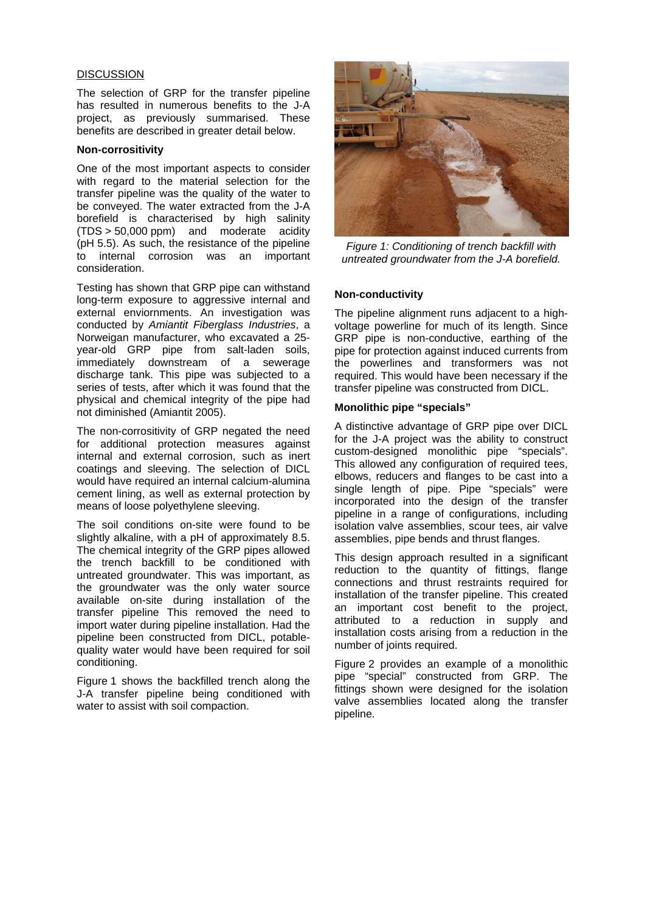## DISCUSSION

The selection of GRP for the transfer pipeline has resulted in numerous benefits to the J-A project, as previously summarised. These benefits are described in greater detail below.

### Non-corrositivity

One of the most important aspects to consider with regard to the material selection for the transfer pipeline was the quality of the water to be conveyed. The water extracted from the J-A borefield is characterised by high salinity (TDS > 50,000 ppm) and moderate acidity (pH 5.5). As such, the resistance of the pipeline to internal corrosion was an important consideration.

Testing has shown that GRP pipe can withstand long-term exposure to aggressive internal and external enviornments. An investigation was conducted by *Amiantit Fiberglass Industries*, a Norweigan manufacturer, who excavated a 25-year-old GRP pipe from salt-laden soils, immediately downstream of a sewerage discharge tank. This pipe was subjected to a series of tests, after which it was found that the physical and chemical integrity of the pipe had not diminished (Amiantit 2005).

The non-corrositivity of GRP negated the need for additional protection measures against internal and external corrosion, such as inert coatings and sleeving. The selection of DICL would have required an internal calcium-alumina cement lining, as well as external protection by means of loose polyethylene sleeving.

The soil conditions on-site were found to be slightly alkaline, with a pH of approximately 8.5. The chemical integrity of the GRP pipes allowed the trench backfill to be conditioned with untreated groundwater. This was important, as the groundwater was the only water source available on-site during installation of the transfer pipeline This removed the need to import water during pipeline installation. Had the pipeline been constructed from DICL, potable-quality water would have been required for soil conditioning.

Figure 1 shows the backfilled trench along the J-A transfer pipeline being conditioned with water to assist with soil compaction.

*Figure 1: Conditioning of trench backfill with untreated groundwater from the J-A borefield.*

### Non-conductivity

The pipeline alignment runs adjacent to a high-voltage powerline for much of its length. Since GRP pipe is non-conductive, earthing of the pipe for protection against induced currents from the powerlines and transformers was not required. This would have been necessary if the transfer pipeline was constructed from DICL.

### Monolithic pipe "specials"

A distinctive advantage of GRP pipe over DICL for the J-A project was the ability to construct custom-designed monolithic pipe "specials". This allowed any configuration of required tees, elbows, reducers and flanges to be cast into a single length of pipe. Pipe "specials" were incorporated into the design of the transfer pipeline in a range of configurations, including isolation valve assemblies, scour tees, air valve assemblies, pipe bends and thrust flanges.

This design approach resulted in a significant reduction to the quantity of fittings, flange connections and thrust restraints required for installation of the transfer pipeline. This created an important cost benefit to the project, attributed to a reduction in supply and installation costs arising from a reduction in the number of joints required.

Figure 2 provides an example of a monolithic pipe "special" constructed from GRP. The fittings shown were designed for the isolation valve assemblies located along the transfer pipeline.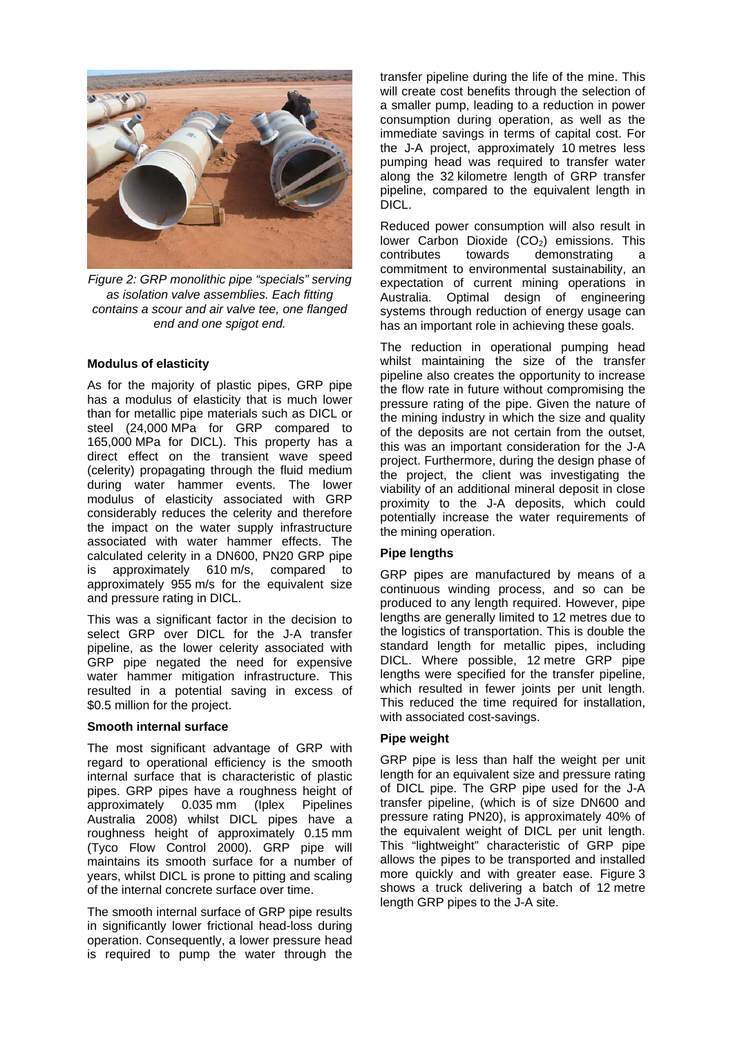*Figure 2: GRP monolithic pipe "specials" serving as isolation valve assemblies. Each fitting contains a scour and air valve tee, one flanged end and one spigot end.*

**Modulus of elasticity**

As for the majority of plastic pipes, GRP pipe has a modulus of elasticity that is much lower than for metallic pipe materials such as DICL or steel (24,000 MPa for GRP compared to 165,000 MPa for DICL). This property has a direct effect on the transient wave speed (celerity) propagating through the fluid medium during water hammer events. The lower modulus of elasticity associated with GRP considerably reduces the celerity and therefore the impact on the water supply infrastructure associated with water hammer effects. The calculated celerity in a DN600, PN20 GRP pipe is approximately 610 m/s, compared to approximately 955 m/s for the equivalent size and pressure rating in DICL.

This was a significant factor in the decision to select GRP over DICL for the J-A transfer pipeline, as the lower celerity associated with GRP pipe negated the need for expensive water hammer mitigation infrastructure. This resulted in a potential saving in excess of $0.5 million for the project.

**Smooth internal surface**

The most significant advantage of GRP with regard to operational efficiency is the smooth internal surface that is characteristic of plastic pipes. GRP pipes have a roughness height of approximately 0.035 mm (Iplex Pipelines Australia 2008) whilst DICL pipes have a roughness height of approximately 0.15 mm (Tyco Flow Control 2000). GRP pipe will maintains its smooth surface for a number of years, whilst DICL is prone to pitting and scaling of the internal concrete surface over time.

The smooth internal surface of GRP pipe results in significantly lower frictional head-loss during operation. Consequently, a lower pressure head is required to pump the water through the transfer pipeline during the life of the mine. This will create cost benefits through the selection of a smaller pump, leading to a reduction in power consumption during operation, as well as the immediate savings in terms of capital cost. For the J-A project, approximately 10 metres less pumping head was required to transfer water along the 32 kilometre length of GRP transfer pipeline, compared to the equivalent length in DICL.

Reduced power consumption will also result in lower Carbon Dioxide ($CO_2$) emissions. This contributes towards demonstrating a commitment to environmental sustainability, an expectation of current mining operations in Australia. Optimal design of engineering systems through reduction of energy usage can has an important role in achieving these goals.

The reduction in operational pumping head whilst maintaining the size of the transfer pipeline also creates the opportunity to increase the flow rate in future without compromising the pressure rating of the pipe. Given the nature of the mining industry in which the size and quality of the deposits are not certain from the outset, this was an important consideration for the J-A project. Furthermore, during the design phase of the project, the client was investigating the viability of an additional mineral deposit in close proximity to the J-A deposits, which could potentially increase the water requirements of the mining operation.

**Pipe lengths**

GRP pipes are manufactured by means of a continuous winding process, and so can be produced to any length required. However, pipe lengths are generally limited to 12 metres due to the logistics of transportation. This is double the standard length for metallic pipes, including DICL. Where possible, 12 metre GRP pipe lengths were specified for the transfer pipeline, which resulted in fewer joints per unit length. This reduced the time required for installation, with associated cost-savings.

**Pipe weight**

GRP pipe is less than half the weight per unit length for an equivalent size and pressure rating of DICL pipe. The GRP pipe used for the J-A transfer pipeline, (which is of size DN600 and pressure rating PN20), is approximately 40% of the equivalent weight of DICL per unit length. This "lightweight" characteristic of GRP pipe allows the pipes to be transported and installed more quickly and with greater ease. Figure 3 shows a truck delivering a batch of 12 metre length GRP pipes to the J-A site.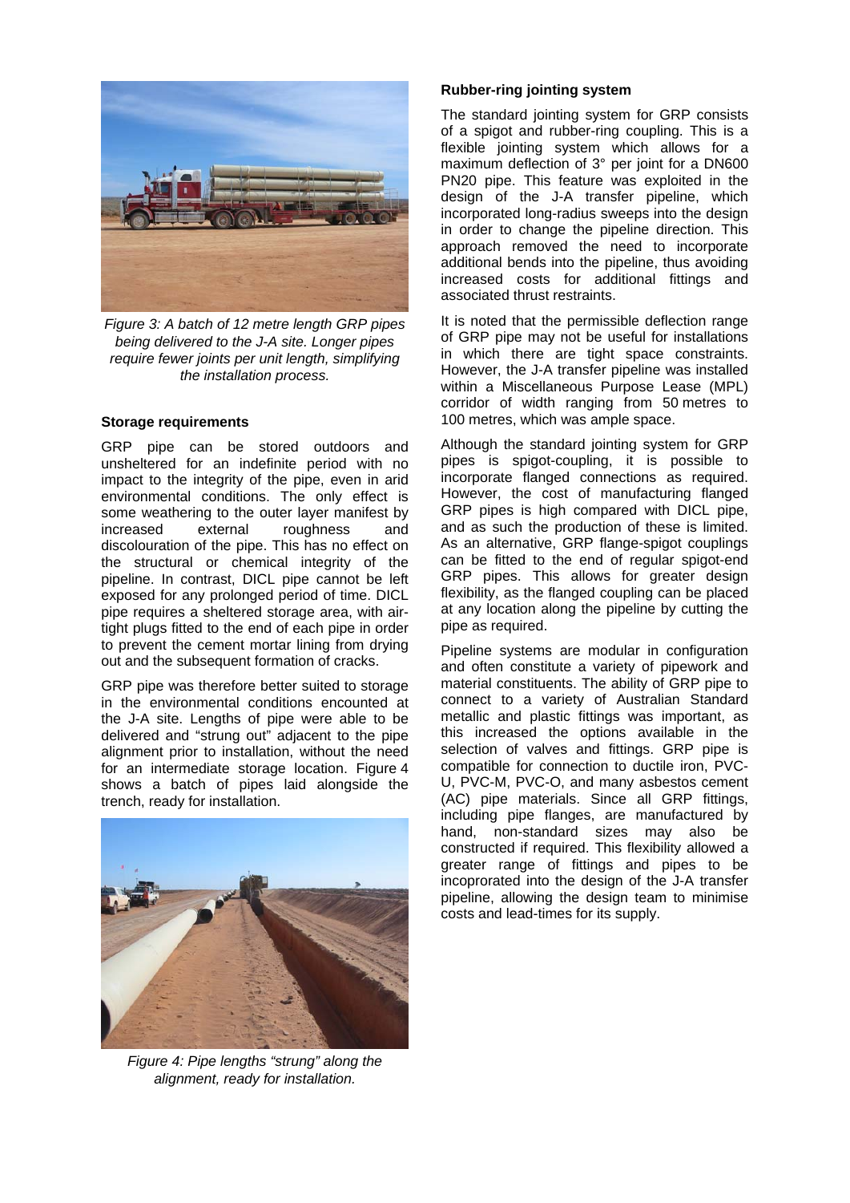*Figure 3: A batch of 12 metre length GRP pipes being delivered to the J-A site. Longer pipes require fewer joints per unit length, simplifying the installation process.*

**Storage requirements**

GRP pipe can be stored outdoors and unsheltered for an indefinite period with no impact to the integrity of the pipe, even in arid environmental conditions. The only effect is some weathering to the outer layer manifest by increased external roughness and discolouration of the pipe. This has no effect on the structural or chemical integrity of the pipeline. In contrast, DICL pipe cannot be left exposed for any prolonged period of time. DICL pipe requires a sheltered storage area, with air-tight plugs fitted to the end of each pipe in order to prevent the cement mortar lining from drying out and the subsequent formation of cracks.

GRP pipe was therefore better suited to storage in the environmental conditions encountered at the J-A site. Lengths of pipe were able to be delivered and "strung out" adjacent to the pipe alignment prior to installation, without the need for an intermediate storage location. Figure 4 shows a batch of pipes laid alongside the trench, ready for installation.

*Figure 4: Pipe lengths "strung" along the alignment, ready for installation.*

**Rubber-ring jointing system**

The standard jointing system for GRP consists of a spigot and rubber-ring coupling. This is a flexible jointing system which allows for a maximum deflection of 3° per joint for a DN600 PN20 pipe. This feature was exploited in the design of the J-A transfer pipeline, which incorporated long-radius sweeps into the design in order to change the pipeline direction. This approach removed the need to incorporate additional bends into the pipeline, thus avoiding increased costs for additional fittings and associated thrust restraints.

It is noted that the permissible deflection range of GRP pipe may not be useful for installations in which there are tight space constraints. However, the J-A transfer pipeline was installed within a Miscellaneous Purpose Lease (MPL) corridor of width ranging from 50 metres to 100 metres, which was ample space.

Although the standard jointing system for GRP pipes is spigot-coupling, it is possible to incorporate flanged connections as required. However, the cost of manufacturing flanged GRP pipes is high compared with DICL pipe, and as such the production of these is limited. As an alternative, GRP flange-spigot couplings can be fitted to the end of regular spigot-end GRP pipes. This allows for greater design flexibility, as the flanged coupling can be placed at any location along the pipeline by cutting the pipe as required.

Pipeline systems are modular in configuration and often constitute a variety of pipework and material constituents. The ability of GRP pipe to connect to a variety of Australian Standard metallic and plastic fittings was important, as this increased the options available in the selection of valves and fittings. GRP pipe is compatible for connection to ductile iron, PVC-U, PVC-M, PVC-O, and many asbestos cement (AC) pipe materials. Since all GRP fittings, including pipe flanges, are manufactured by hand, non-standard sizes may also be constructed if required. This flexibility allowed a greater range of fittings and pipes to be incoprorated into the design of the J-A transfer pipeline, allowing the design team to minimise costs and lead-times for its supply.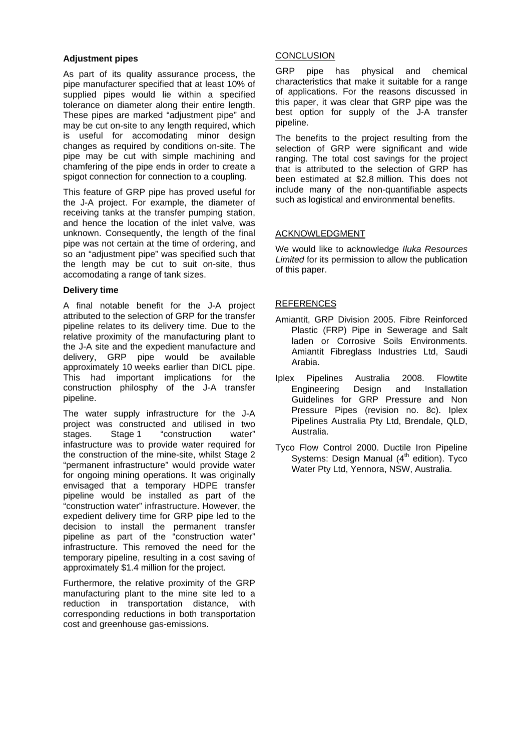### Adjustment pipes

As part of its quality assurance process, the pipe manufacturer specified that at least 10% of supplied pipes would lie within a specified tolerance on diameter along their entire length. These pipes are marked "adjustment pipe" and may be cut on-site to any length required, which is useful for accomodating minor design changes as required by conditions on-site. The pipe may be cut with simple machining and chamfering of the pipe ends in order to create a spigot connection for connection to a coupling.

This feature of GRP pipe has proved useful for the J-A project. For example, the diameter of receiving tanks at the transfer pumping station, and hence the location of the inlet valve, was unknown. Consequently, the length of the final pipe was not certain at the time of ordering, and so an "adjustment pipe" was specified such that the length may be cut to suit on-site, thus accomodating a range of tank sizes.

### Delivery time

A final notable benefit for the J-A project attributed to the selection of GRP for the transfer pipeline relates to its delivery time. Due to the relative proximity of the manufacturing plant to the J-A site and the expedient manufacture and delivery, GRP pipe would be available approximately 10 weeks earlier than DICL pipe. This had important implications for the construction philosphy of the J-A transfer pipeline.

The water supply infrastructure for the J-A project was constructed and utilised in two stages. Stage 1 "construction water" infrastructure was to provide water required for the construction of the mine-site, whilst Stage 2 "permanent infrastructure" would provide water for ongoing mining operations. It was originally envisaged that a temporary HDPE transfer pipeline would be installed as part of the "construction water" infrastructure. However, the expedient delivery time for GRP pipe led to the decision to install the permanent transfer pipeline as part of the "construction water" infrastructure. This removed the need for the temporary pipeline, resulting in a cost saving of approximately $1.4 million for the project.

Furthermore, the relative proximity of the GRP manufacturing plant to the mine site led to a reduction in transportation distance, with corresponding reductions in both transportation cost and greenhouse gas-emissions.

## CONCLUSION

GRP pipe has physical and chemical characteristics that make it suitable for a range of applications. For the reasons discussed in this paper, it was clear that GRP pipe was the best option for supply of the J-A transfer pipeline.

The benefits to the project resulting from the selection of GRP were significant and wide ranging. The total cost savings for the project that is attributed to the selection of GRP has been estimated at $2.8 million. This does not include many of the non-quantifiable aspects such as logistical and environmental benefits.

## ACKNOWLEDGMENT

We would like to acknowledge *Iluka Resources Limited* for its permission to allow the publication of this paper.

## REFERENCES

Amiantit, GRP Division 2005. Fibre Reinforced Plastic (FRP) Pipe in Sewerage and Salt laden or Corrosive Soils Environments. Amiantit Fibreglass Industries Ltd, Saudi Arabia.

Iplex Pipelines Australia 2008. Flowtite Engineering Design and Installation Guidelines for GRP Pressure and Non Pressure Pipes (revision no. 8c). Iplex Pipelines Australia Pty Ltd, Brendale, QLD, Australia.

Tyco Flow Control 2000. Ductile Iron Pipeline Systems: Design Manual (4th edition). Tyco Water Pty Ltd, Yennora, NSW, Australia.